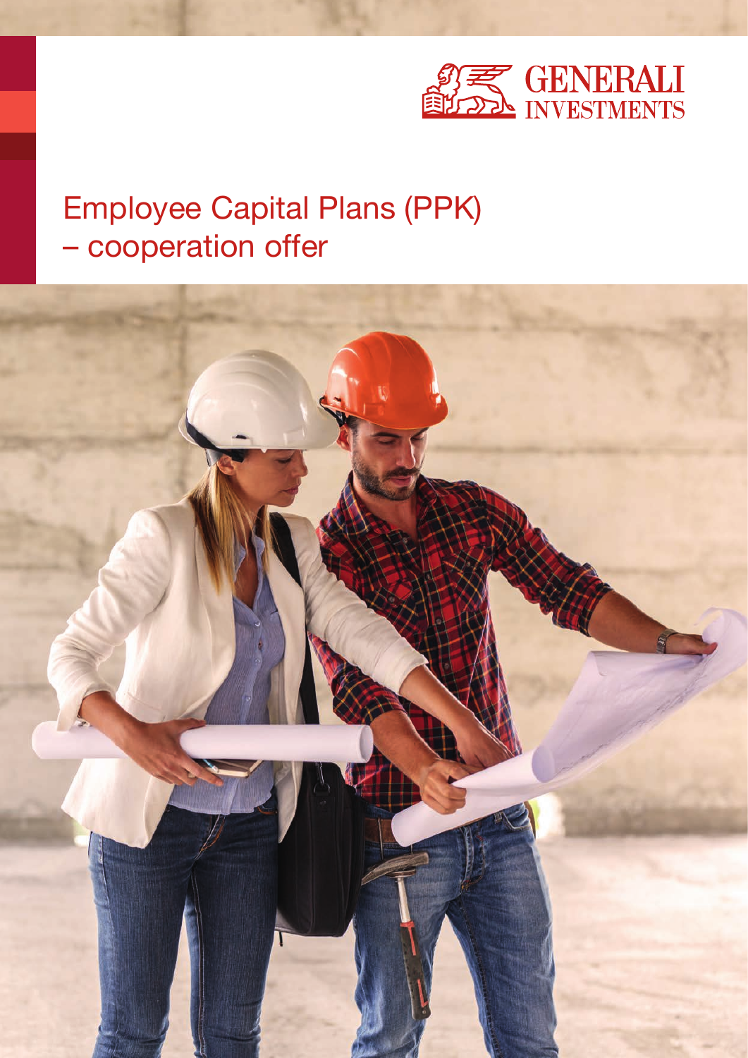GENERALI INVESTMENTS

# Employee Capital Plans (PPK) – cooperation offer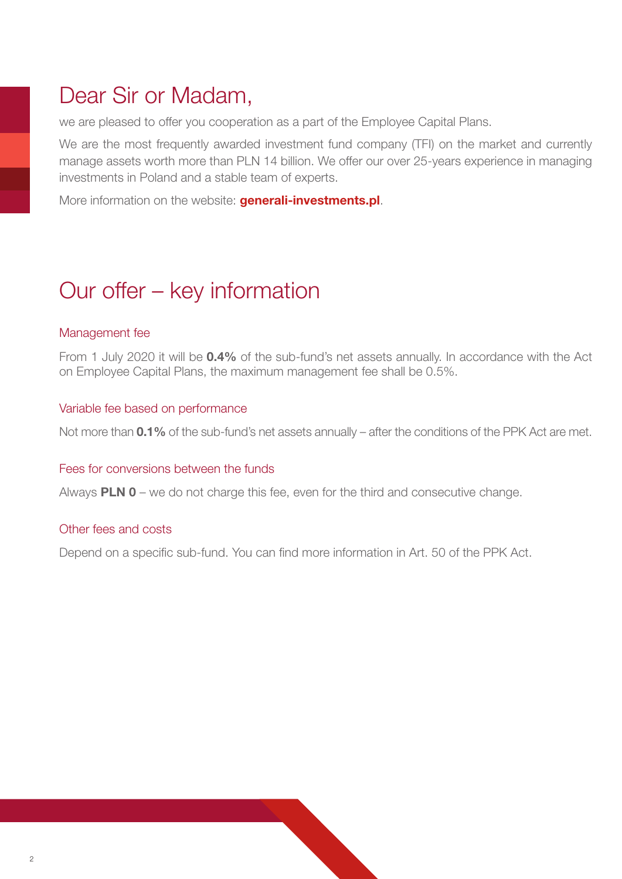# Dear Sir or Madam,

we are pleased to offer you cooperation as a part of the Employee Capital Plans.

We are the most frequently awarded investment fund company (TFI) on the market and currently manage assets worth more than PLN 14 billion. We offer our over 25-years experience in managing investments in Poland and a stable team of experts.

More information on the website: **generali-investments.pl**.

# Our offer – key information

## Management fee

From 1 July 2020 it will be **0.4%** of the sub-fund's net assets annually. In accordance with the Act on Employee Capital Plans, the maximum management fee shall be 0.5%.

## Variable fee based on performance

Not more than **0.1%** of the sub-fund's net assets annually – after the conditions of the PPK Act are met.

## Fees for conversions between the funds

Always **PLN 0** – we do not charge this fee, even for the third and consecutive change.

## Other fees and costs

Depend on a specific sub-fund. You can find more information in Art. 50 of the PPK Act.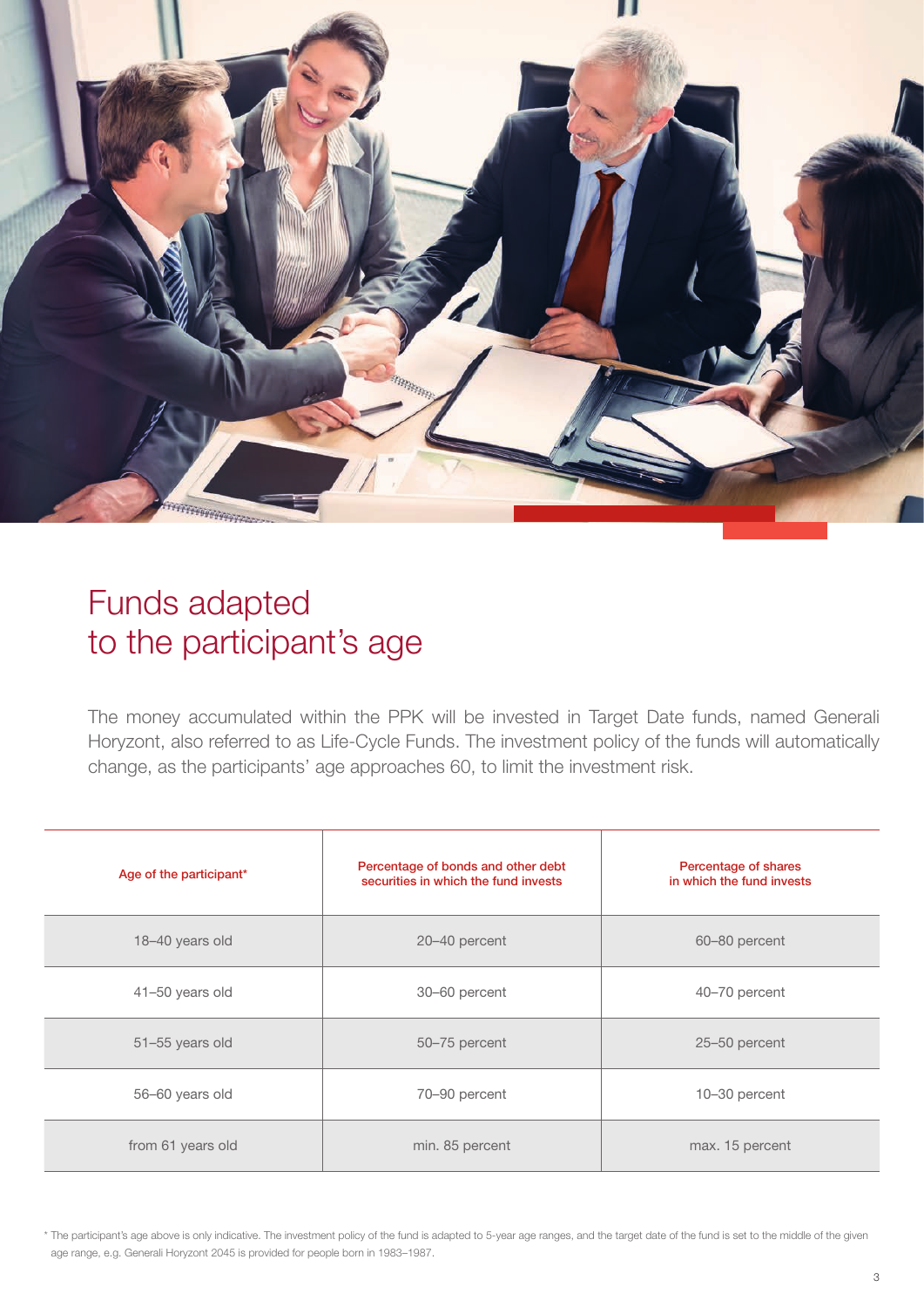# Funds adapted to the participant's age

The money accumulated within the PPK will be invested in Target Date funds, named Generali Horyzont, also referred to as Life-Cycle Funds. The investment policy of the funds will automatically change, as the participants' age approaches 60, to limit the investment risk.

| Age of the participant* | Percentage of bonds and other debt securities in which the fund invests | Percentage of shares in which the fund invests |
|---|---|---|
| 18–40 years old | 20–40 percent | 60–80 percent |
| 41–50 years old | 30–60 percent | 40–70 percent |
| 51–55 years old | 50–75 percent | 25–50 percent |
| 56–60 years old | 70–90 percent | 10–30 percent |
| from 61 years old | min. 85 percent | max. 15 percent |

* The participant's age above is only indicative. The investment policy of the fund is adapted to 5-year age ranges, and the target date of the fund is set to the middle of the given age range, e.g. Generali Horyzont 2045 is provided for people born in 1983–1987.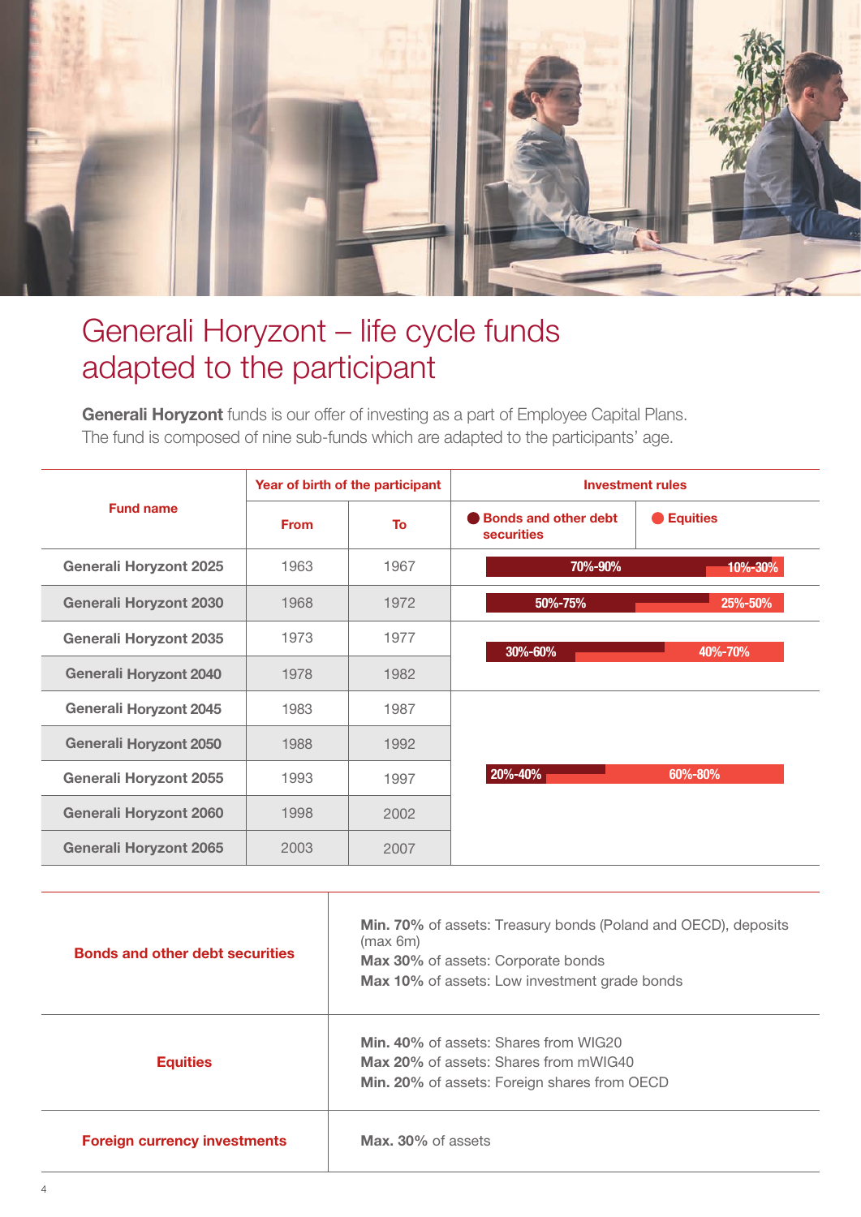# Generali Horyzont – life cycle funds adapted to the participant

**Generali Horyzont** funds is our offer of investing as a part of Employee Capital Plans. The fund is composed of nine sub-funds which are adapted to the participants' age.

| Fund name | Year of birth of the participant | | Investment rules | |
|---|---|---|---|---|
| | From | To | Bonds and other debt securities | Equities |
| Generali Horyzont 2025 | 1963 | 1967 | 70%-90% | 10%-30% |
| Generali Horyzont 2030 | 1968 | 1972 | 50%-75% | 25%-50% |
| Generali Horyzont 2035 | 1973 | 1977 | 30%-60% | 40%-70% |
| Generali Horyzont 2040 | 1978 | 1982 | 30%-60% | 40%-70% |
| Generali Horyzont 2045 | 1983 | 1987 | 20%-40% | 60%-80% |
| Generali Horyzont 2050 | 1988 | 1992 | 20%-40% | 60%-80% |
| Generali Horyzont 2055 | 1993 | 1997 | 20%-40% | 60%-80% |
| Generali Horyzont 2060 | 1998 | 2002 | 20%-40% | 60%-80% |
| Generali Horyzont 2065 | 2003 | 2007 | 20%-40% | 60%-80% |

| | |
|---|---|
| **Bonds and other debt securities** | **Min. 70%** of assets: Treasury bonds (Poland and OECD), deposits (max 6m)<br>**Max 30%** of assets: Corporate bonds<br>**Max 10%** of assets: Low investment grade bonds |
| **Equities** | **Min. 40%** of assets: Shares from WIG20<br>**Max 20%** of assets: Shares from mWIG40<br>**Min. 20%** of assets: Foreign shares from OECD |
| **Foreign currency investments** | **Max. 30%** of assets |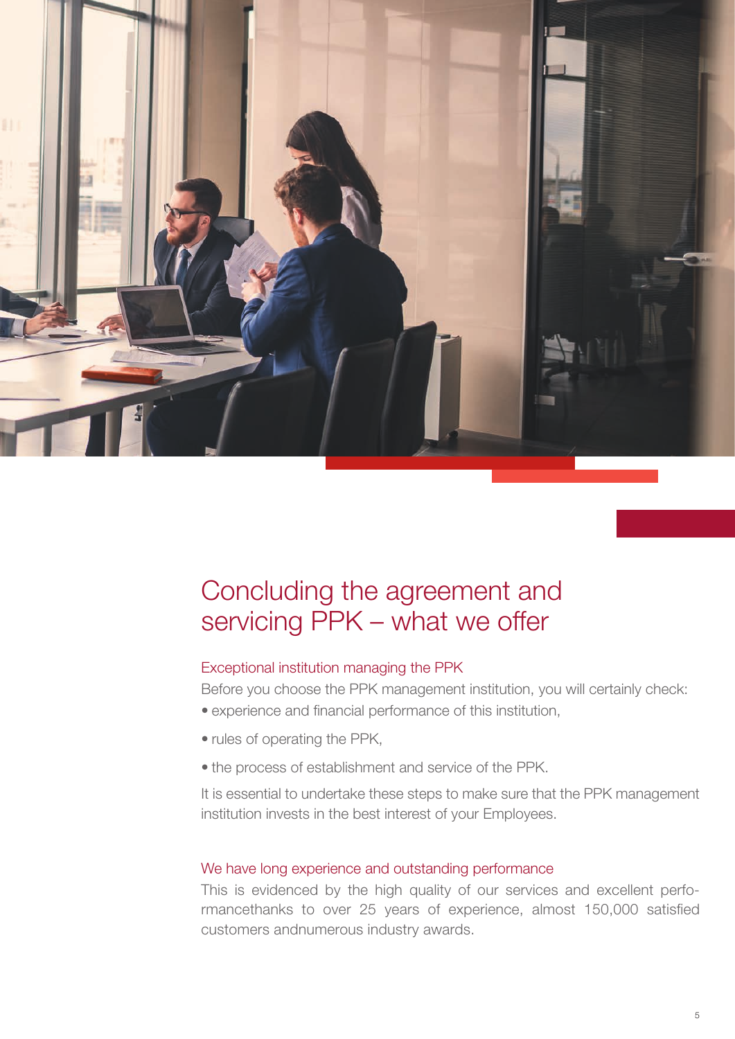# Concluding the agreement and servicing PPK – what we offer

## Exceptional institution managing the PPK

Before you choose the PPK management institution, you will certainly check:

- experience and financial performance of this institution,
- rules of operating the PPK,
- the process of establishment and service of the PPK.

It is essential to undertake these steps to make sure that the PPK management institution invests in the best interest of your Employees.

## We have long experience and outstanding performance

This is evidenced by the high quality of our services and excellent performancethanks to over 25 years of experience, almost 150,000 satisfied customers andnumerous industry awards.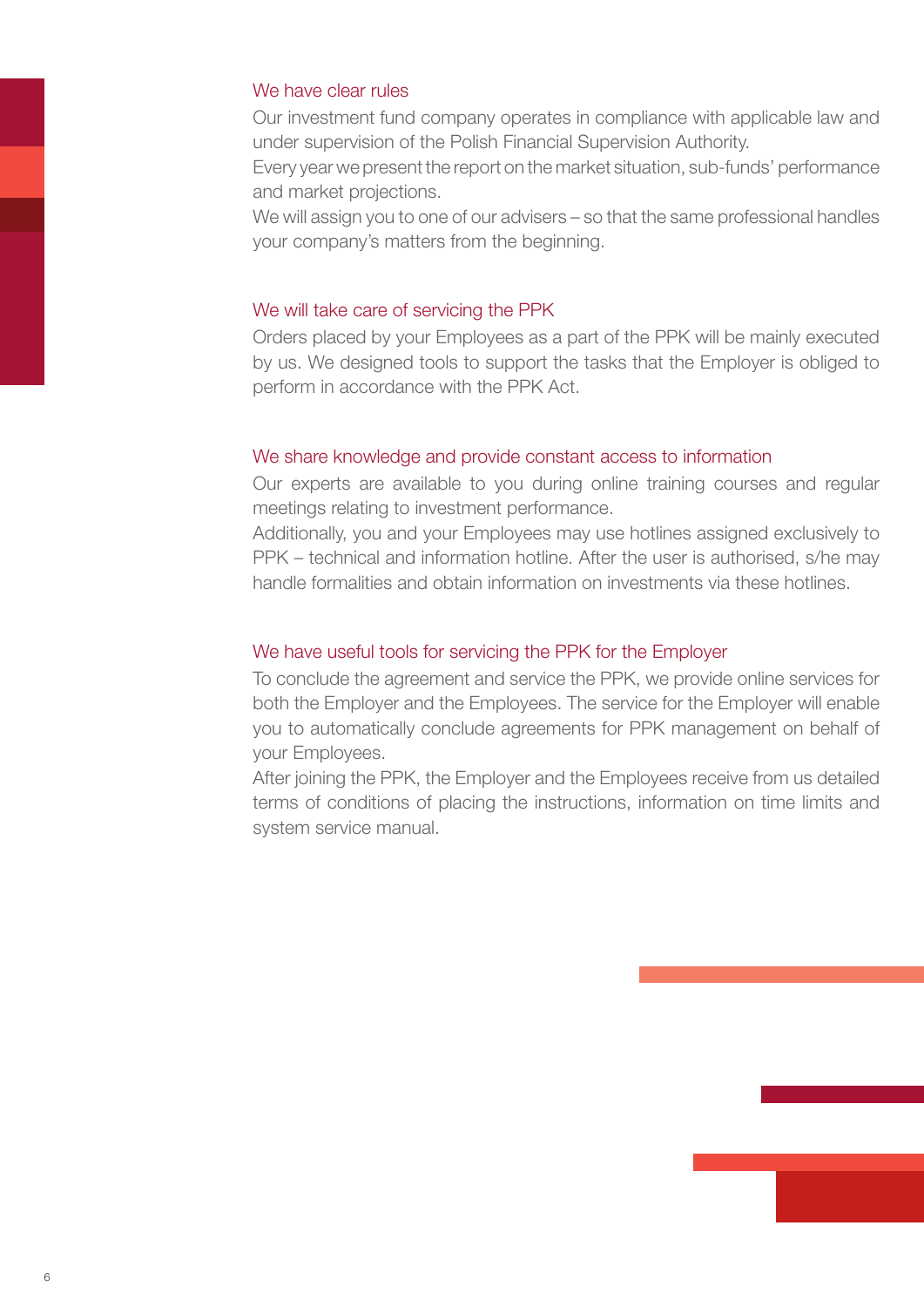## We have clear rules

Our investment fund company operates in compliance with applicable law and under supervision of the Polish Financial Supervision Authority.

Every year we present the report on the market situation, sub-funds' performance and market projections.

We will assign you to one of our advisers – so that the same professional handles your company's matters from the beginning.

## We will take care of servicing the PPK

Orders placed by your Employees as a part of the PPK will be mainly executed by us. We designed tools to support the tasks that the Employer is obliged to perform in accordance with the PPK Act.

## We share knowledge and provide constant access to information

Our experts are available to you during online training courses and regular meetings relating to investment performance.

Additionally, you and your Employees may use hotlines assigned exclusively to PPK – technical and information hotline. After the user is authorised, s/he may handle formalities and obtain information on investments via these hotlines.

## We have useful tools for servicing the PPK for the Employer

To conclude the agreement and service the PPK, we provide online services for both the Employer and the Employees. The service for the Employer will enable you to automatically conclude agreements for PPK management on behalf of your Employees.

After joining the PPK, the Employer and the Employees receive from us detailed terms of conditions of placing the instructions, information on time limits and system service manual.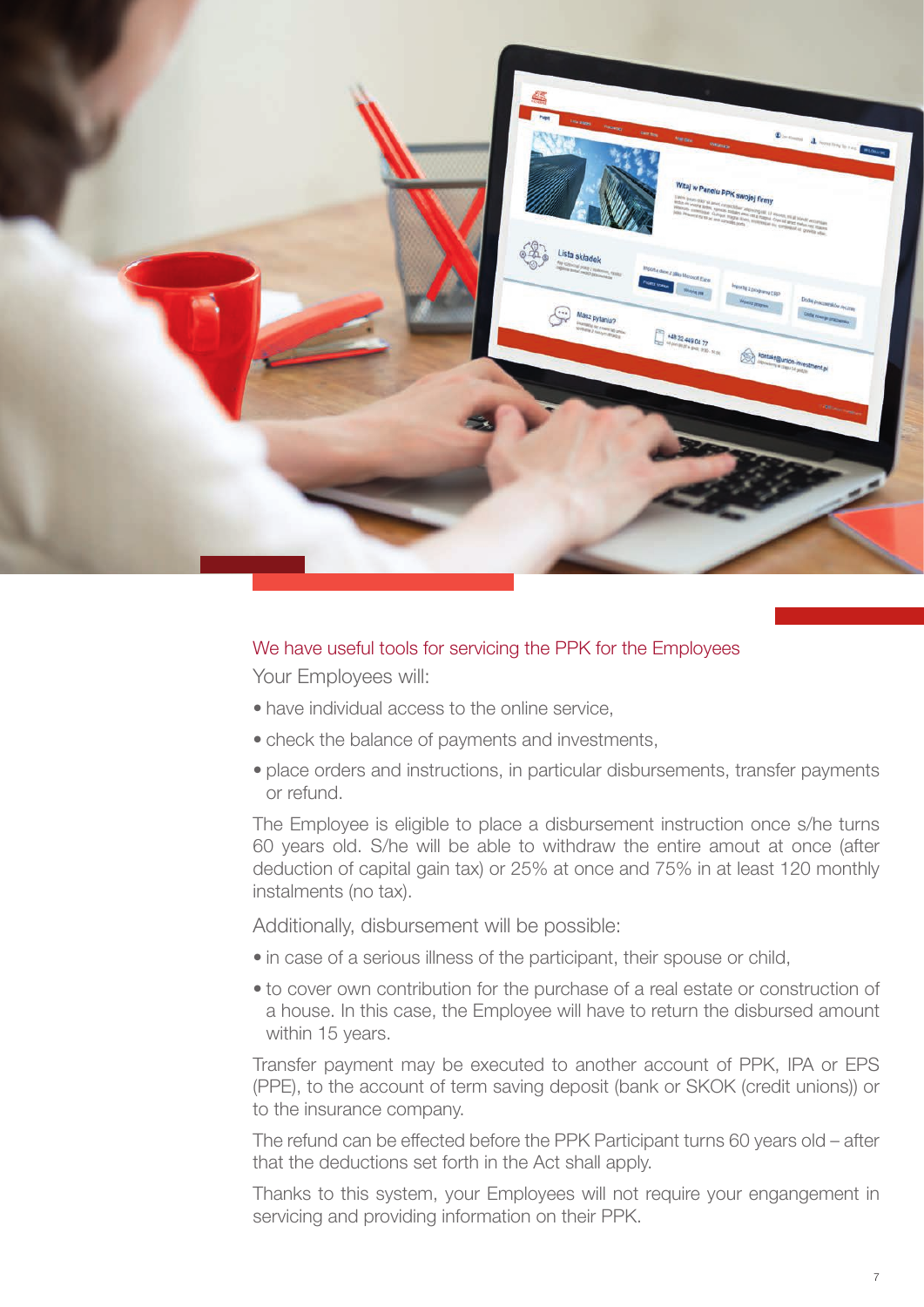## We have useful tools for servicing the PPK for the Employees

Your Employees will:

- have individual access to the online service,
- check the balance of payments and investments,
- place orders and instructions, in particular disbursements, transfer payments or refund.

The Employee is eligible to place a disbursement instruction once s/he turns 60 years old. S/he will be able to withdraw the entire amout at once (after deduction of capital gain tax) or 25% at once and 75% in at least 120 monthly instalments (no tax).

Additionally, disbursement will be possible:

- in case of a serious illness of the participant, their spouse or child,
- to cover own contribution for the purchase of a real estate or construction of a house. In this case, the Employee will have to return the disbursed amount within 15 years.

Transfer payment may be executed to another account of PPK, IPA or EPS (PPE), to the account of term saving deposit (bank or SKOK (credit unions)) or to the insurance company.

The refund can be effected before the PPK Participant turns 60 years old – after that the deductions set forth in the Act shall apply.

Thanks to this system, your Employees will not require your engangement in servicing and providing information on their PPK.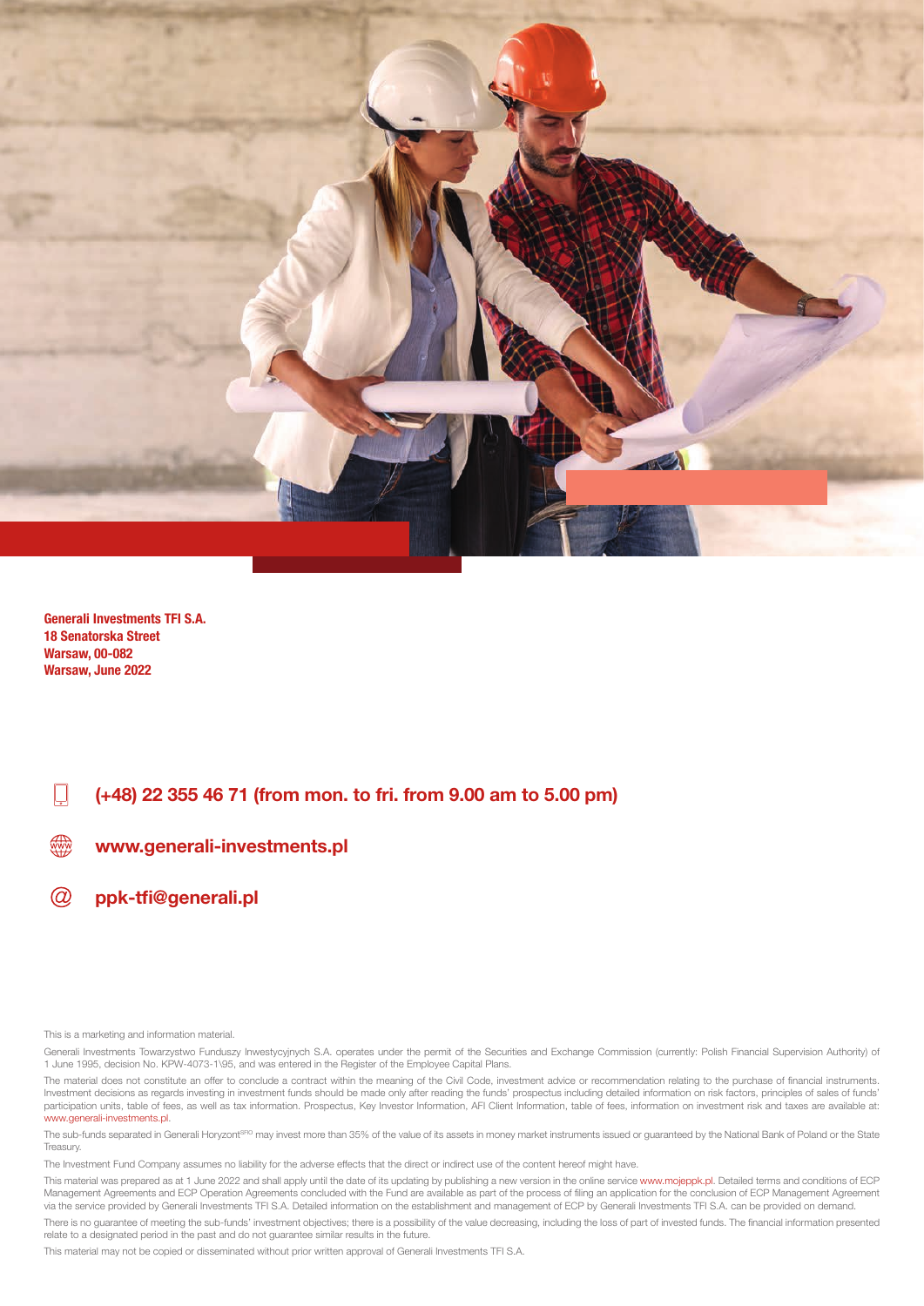**Generali Investments TFI S.A.**
**18 Senatorska Street**
**Warsaw, 00-082**
**Warsaw, June 2022**

**(+48) 22 355 46 71 (from mon. to fri. from 9.00 am to 5.00 pm)**

**www.generali-investments.pl**

**ppk-tfi@generali.pl**

This is a marketing and information material.

Generali Investments Towarzystwo Funduszy Inwestycyjnych S.A. operates under the permit of the Securities and Exchange Commission (currently: Polish Financial Supervision Authority) of 1 June 1995, decision No. KPW-4073-1\95, and was entered in the Register of the Employee Capital Plans.

The material does not constitute an offer to conclude a contract within the meaning of the Civil Code, investment advice or recommendation relating to the purchase of financial instruments. Investment decisions as regards investing in investment funds should be made only after reading the funds' prospectus including detailed information on risk factors, principles of sales of funds' participation units, table of fees, as well as tax information. Prospectus, Key Investor Information, AFI Client Information, table of fees, information on investment risk and taxes are available at: www.generali-investments.pl.

The sub-funds separated in Generali Horyzont[SFIO] may invest more than 35% of the value of its assets in money market instruments issued or guaranteed by the National Bank of Poland or the State Treasury.

The Investment Fund Company assumes no liability for the adverse effects that the direct or indirect use of the content hereof might have.

This material was prepared as at 1 June 2022 and shall apply until the date of its updating by publishing a new version in the online service www.mojeppk.pl. Detailed terms and conditions of ECP Management Agreements and ECP Operation Agreements concluded with the Fund are available as part of the process of filing an application for the conclusion of ECP Management Agreement via the service provided by Generali Investments TFI S.A. Detailed information on the establishment and management of ECP by Generali Investments TFI S.A. can be provided on demand.

There is no guarantee of meeting the sub-funds' investment objectives; there is a possibility of the value decreasing, including the loss of part of invested funds. The financial information presented relate to a designated period in the past and do not guarantee similar results in the future.

This material may not be copied or disseminated without prior written approval of Generali Investments TFI S.A.